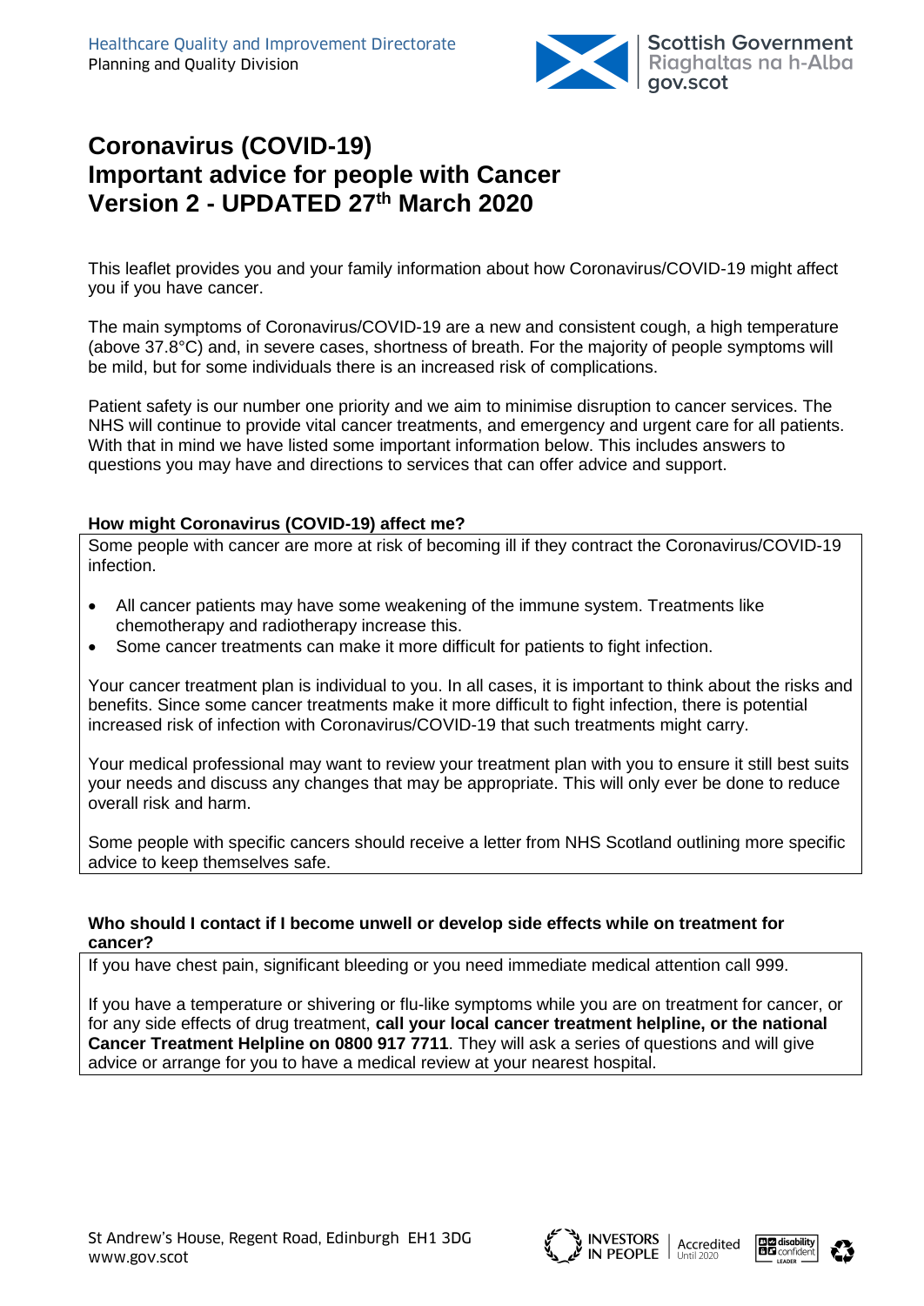Healthcare Quality and Improvement Directorate
Planning and Quality Division

# Coronavirus (COVID-19)
# Important advice for people with Cancer
# Version 2 - UPDATED 27th March 2020

This leaflet provides you and your family information about how Coronavirus/COVID-19 might affect you if you have cancer.

The main symptoms of Coronavirus/COVID-19 are a new and consistent cough, a high temperature (above 37.8°C) and, in severe cases, shortness of breath. For the majority of people symptoms will be mild, but for some individuals there is an increased risk of complications.

Patient safety is our number one priority and we aim to minimise disruption to cancer services. The NHS will continue to provide vital cancer treatments, and emergency and urgent care for all patients. With that in mind we have listed some important information below. This includes answers to questions you may have and directions to services that can offer advice and support.

### How might Coronavirus (COVID-19) affect me?

Some people with cancer are more at risk of becoming ill if they contract the Coronavirus/COVID-19 infection.

- All cancer patients may have some weakening of the immune system. Treatments like chemotherapy and radiotherapy increase this.
- Some cancer treatments can make it more difficult for patients to fight infection.

Your cancer treatment plan is individual to you. In all cases, it is important to think about the risks and benefits. Since some cancer treatments make it more difficult to fight infection, there is potential increased risk of infection with Coronavirus/COVID-19 that such treatments might carry.

Your medical professional may want to review your treatment plan with you to ensure it still best suits your needs and discuss any changes that may be appropriate. This will only ever be done to reduce overall risk and harm.

Some people with specific cancers should receive a letter from NHS Scotland outlining more specific advice to keep themselves safe.

### Who should I contact if I become unwell or develop side effects while on treatment for cancer?

If you have chest pain, significant bleeding or you need immediate medical attention call 999.

If you have a temperature or shivering or flu-like symptoms while you are on treatment for cancer, or for any side effects of drug treatment, **call your local cancer treatment helpline, or the national Cancer Treatment Helpline on 0800 917 7711**. They will ask a series of questions and will give advice or arrange for you to have a medical review at your nearest hospital.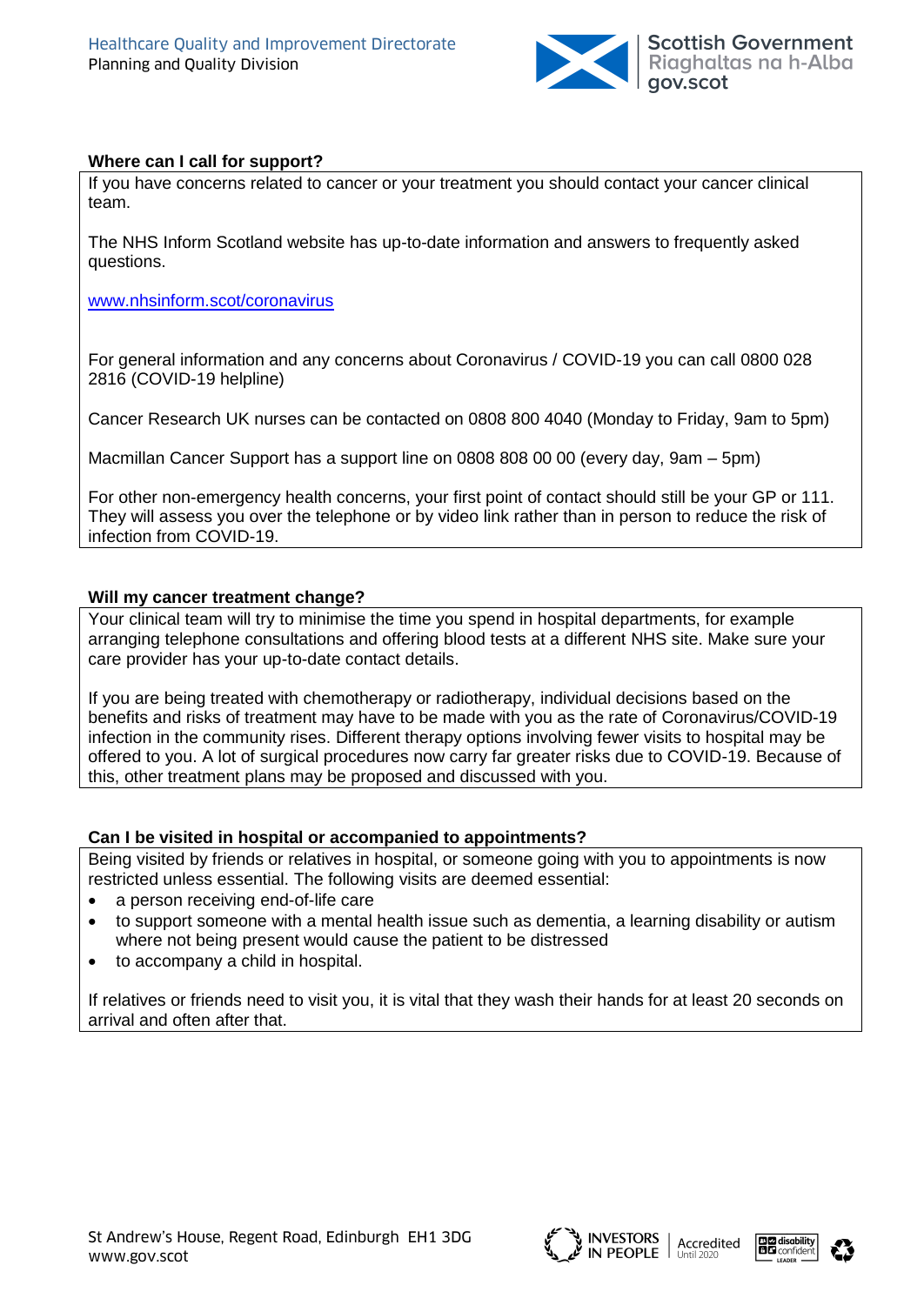### Where can I call for support?

If you have concerns related to cancer or your treatment you should contact your cancer clinical team.

The NHS Inform Scotland website has up-to-date information and answers to frequently asked questions.

[www.nhsinform.scot/coronavirus](www.nhsinform.scot/coronavirus)

For general information and any concerns about Coronavirus / COVID-19 you can call 0800 028 2816 (COVID-19 helpline)

Cancer Research UK nurses can be contacted on 0808 800 4040 (Monday to Friday, 9am to 5pm)

Macmillan Cancer Support has a support line on 0808 808 00 00 (every day, 9am – 5pm)

For other non-emergency health concerns, your first point of contact should still be your GP or 111. They will assess you over the telephone or by video link rather than in person to reduce the risk of infection from COVID-19.

### Will my cancer treatment change?

Your clinical team will try to minimise the time you spend in hospital departments, for example arranging telephone consultations and offering blood tests at a different NHS site. Make sure your care provider has your up-to-date contact details.

If you are being treated with chemotherapy or radiotherapy, individual decisions based on the benefits and risks of treatment may have to be made with you as the rate of Coronavirus/COVID-19 infection in the community rises. Different therapy options involving fewer visits to hospital may be offered to you. A lot of surgical procedures now carry far greater risks due to COVID-19. Because of this, other treatment plans may be proposed and discussed with you.

### Can I be visited in hospital or accompanied to appointments?

Being visited by friends or relatives in hospital, or someone going with you to appointments is now restricted unless essential. The following visits are deemed essential:

- a person receiving end-of-life care
- to support someone with a mental health issue such as dementia, a learning disability or autism where not being present would cause the patient to be distressed
- to accompany a child in hospital.

If relatives or friends need to visit you, it is vital that they wash their hands for at least 20 seconds on arrival and often after that.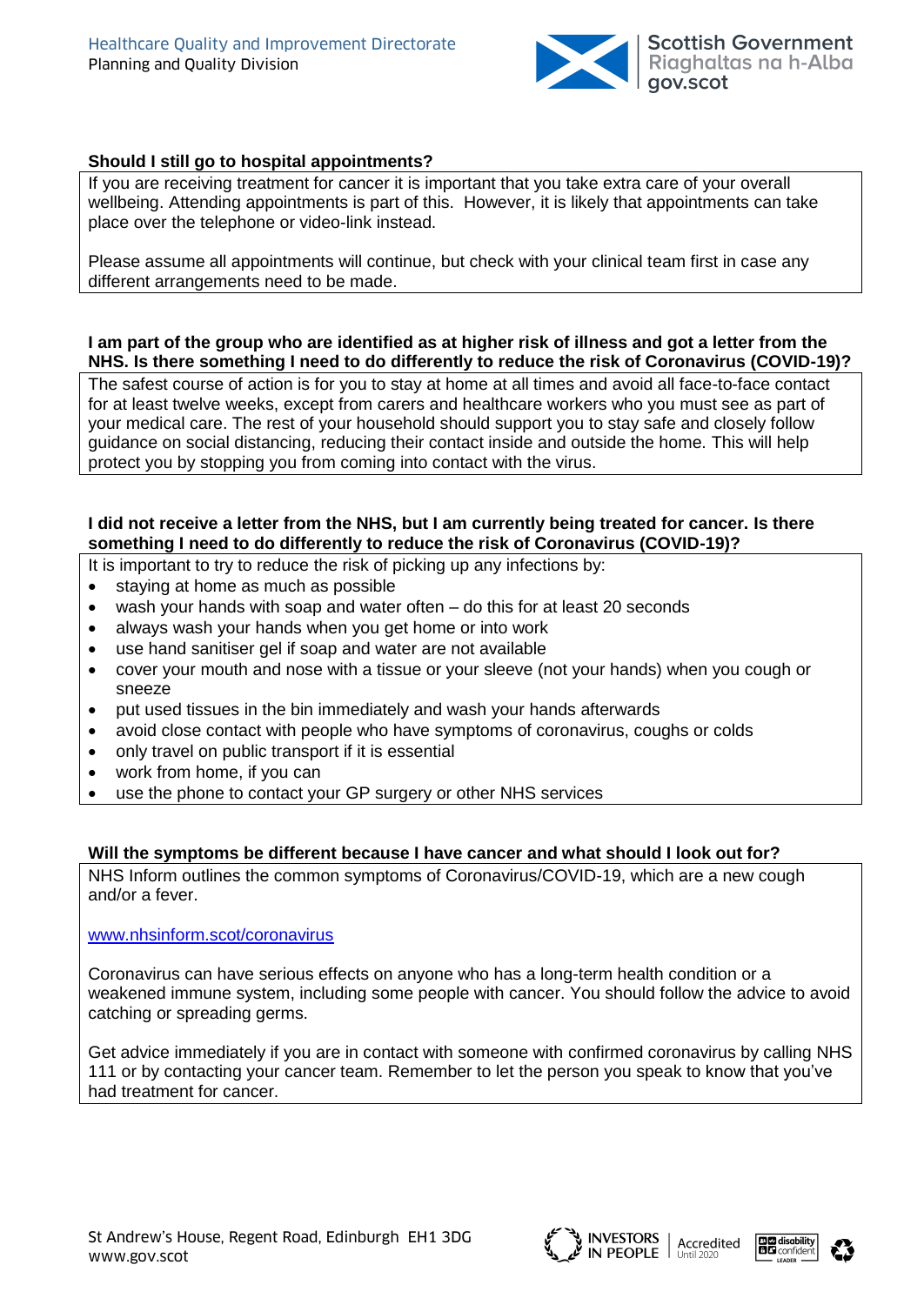**Should I still go to hospital appointments?**

If you are receiving treatment for cancer it is important that you take extra care of your overall wellbeing. Attending appointments is part of this. However, it is likely that appointments can take place over the telephone or video-link instead.

Please assume all appointments will continue, but check with your clinical team first in case any different arrangements need to be made.

**I am part of the group who are identified as at higher risk of illness and got a letter from the NHS. Is there something I need to do differently to reduce the risk of Coronavirus (COVID-19)?**

The safest course of action is for you to stay at home at all times and avoid all face-to-face contact for at least twelve weeks, except from carers and healthcare workers who you must see as part of your medical care. The rest of your household should support you to stay safe and closely follow guidance on social distancing, reducing their contact inside and outside the home. This will help protect you by stopping you from coming into contact with the virus.

**I did not receive a letter from the NHS, but I am currently being treated for cancer. Is there something I need to do differently to reduce the risk of Coronavirus (COVID-19)?**

It is important to try to reduce the risk of picking up any infections by:

- staying at home as much as possible
- wash your hands with soap and water often – do this for at least 20 seconds
- always wash your hands when you get home or into work
- use hand sanitiser gel if soap and water are not available
- cover your mouth and nose with a tissue or your sleeve (not your hands) when you cough or sneeze
- put used tissues in the bin immediately and wash your hands afterwards
- avoid close contact with people who have symptoms of coronavirus, coughs or colds
- only travel on public transport if it is essential
- work from home, if you can
- use the phone to contact your GP surgery or other NHS services

**Will the symptoms be different because I have cancer and what should I look out for?**

NHS Inform outlines the common symptoms of Coronavirus/COVID-19, which are a new cough and/or a fever.

www.nhsinform.scot/coronavirus

Coronavirus can have serious effects on anyone who has a long-term health condition or a weakened immune system, including some people with cancer. You should follow the advice to avoid catching or spreading germs.

Get advice immediately if you are in contact with someone with confirmed coronavirus by calling NHS 111 or by contacting your cancer team. Remember to let the person you speak to know that you've had treatment for cancer.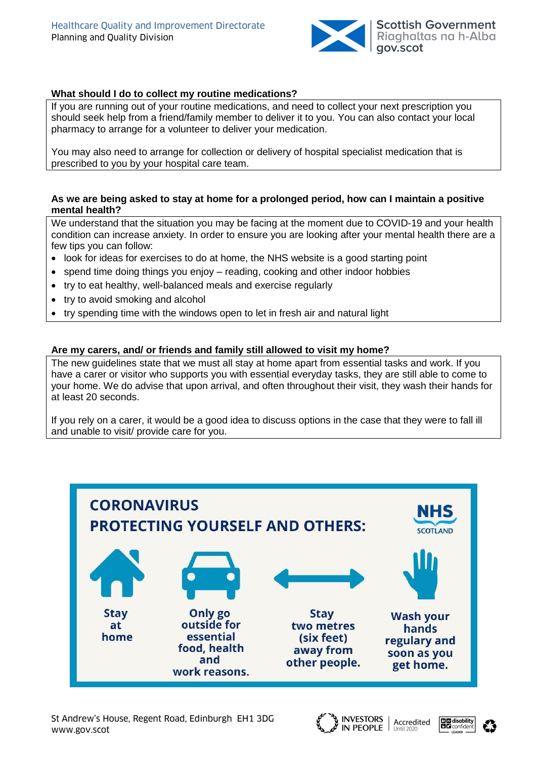**What should I do to collect my routine medications?**

If you are running out of your routine medications, and need to collect your next prescription you should seek help from a friend/family member to deliver it to you. You can also contact your local pharmacy to arrange for a volunteer to deliver your medication.

You may also need to arrange for collection or delivery of hospital specialist medication that is prescribed to you by your hospital care team.

**As we are being asked to stay at home for a prolonged period, how can I maintain a positive mental health?**

We understand that the situation you may be facing at the moment due to COVID-19 and your health condition can increase anxiety. In order to ensure you are looking after your mental health there are a few tips you can follow:

- look for ideas for exercises to do at home, the NHS website is a good starting point
- spend time doing things you enjoy – reading, cooking and other indoor hobbies
- try to eat healthy, well-balanced meals and exercise regularly
- try to avoid smoking and alcohol
- try spending time with the windows open to let in fresh air and natural light

**Are my carers, and/ or friends and family still allowed to visit my home?**

The new guidelines state that we must all stay at home apart from essential tasks and work. If you have a carer or visitor who supports you with essential everyday tasks, they are still able to come to your home. We do advise that upon arrival, and often throughout their visit, they wash their hands for at least 20 seconds.

If you rely on a carer, it would be a good idea to discuss options in the case that they were to fall ill and unable to visit/ provide care for you.

**CORONAVIRUS**
**PROTECTING YOURSELF AND OTHERS:**

NHS SCOTLAND

- Stay at home
- Only go outside for essential food, health and work reasons.
- Stay two metres (six feet) away from other people.
- Wash your hands regularly and soon as you get home.

St Andrew's House, Regent Road, Edinburgh EH1 3DG
www.gov.scot